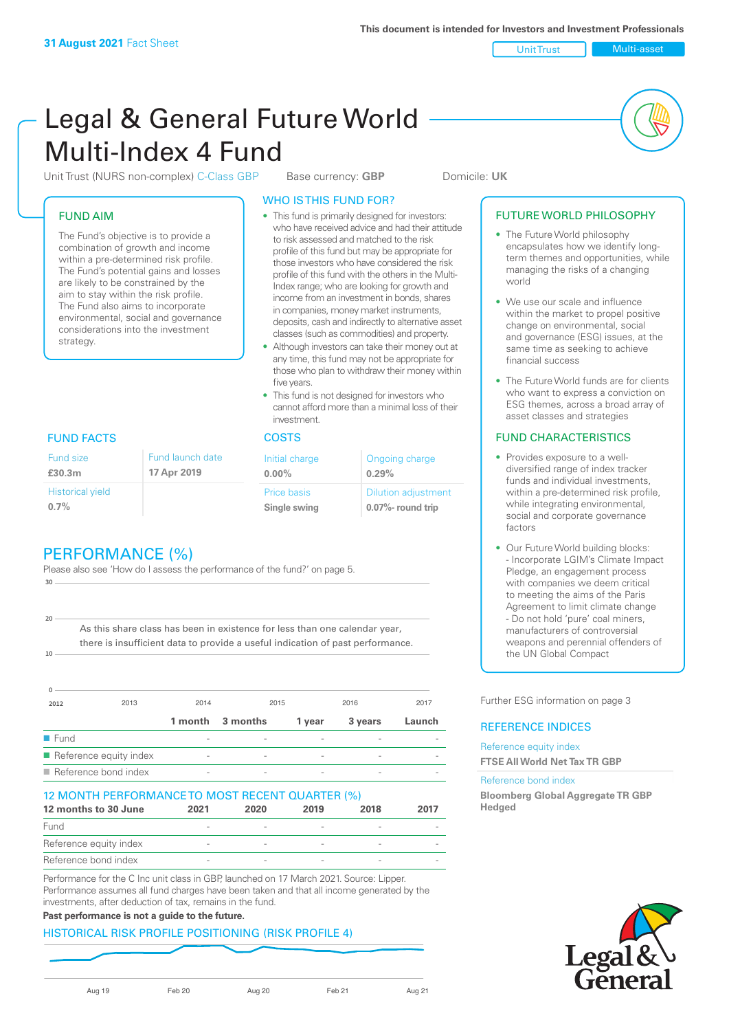31 August 2021 Fact Sheet

This document is intended for Investors and Investment Professionals

Unit Trust | Multi-asset

# Legal & General Future World Multi-Index 4 Fund

Unit Trust (NURS non-complex) C-Class GBP    Base currency: **GBP**    Domicile: **UK**

## FUND AIM

The Fund's objective is to provide a combination of growth and income within a pre-determined risk profile. The Fund's potential gains and losses are likely to be constrained by the aim to stay within the risk profile. The Fund also aims to incorporate environmental, social and governance considerations into the investment strategy.

## WHO IS THIS FUND FOR?

- This fund is primarily designed for investors: who have received advice and had their attitude to risk assessed and matched to the risk profile of this fund but may be appropriate for those investors who have considered the risk profile of this fund with the others in the Multi-Index range; who are looking for growth and income from an investment in bonds, shares in companies, money market instruments, deposits, cash and indirectly to alternative asset classes (such as commodities) and property.
- Although investors can take their money out at any time, this fund may not be appropriate for those who plan to withdraw their money within five years.
- This fund is not designed for investors who cannot afford more than a minimal loss of their investment.

## FUTURE WORLD PHILOSOPHY

- The Future World philosophy encapsulates how we identify long-term themes and opportunities, while managing the risks of a changing world
- We use our scale and influence within the market to propel positive change on environmental, social and governance (ESG) issues, at the same time as seeking to achieve financial success
- The Future World funds are for clients who want to express a conviction on ESG themes, across a broad array of asset classes and strategies

## FUND FACTS

| Fund size | Fund launch date |
|---|---|
| **£30.3m** | **17 Apr 2019** |
| Historical yield | |
| **0.7%** | |

## COSTS

| Initial charge | Ongoing charge |
|---|---|
| **0.00%** | **0.29%** |
| Price basis | Dilution adjustment |
| **Single swing** | **0.07%- round trip** |

## FUND CHARACTERISTICS

- Provides exposure to a well-diversified range of index tracker funds and individual investments, within a pre-determined risk profile, while integrating environmental, social and corporate governance factors
- Our Future World building blocks:
  - Incorporate LGIM's Climate Impact Pledge, an engagement process with companies we deem critical to meeting the aims of the Paris Agreement to limit climate change
  - Do not hold 'pure' coal miners, manufacturers of controversial weapons and perennial offenders of the UN Global Compact

Further ESG information on page 3

## PERFORMANCE (%)

Please also see 'How do I assess the performance of the fund?' on page 5.

As this share class has been in existence for less than one calendar year, there is insufficient data to provide a useful indication of past performance.

| | 1 month | 3 months | 1 year | 3 years | Launch |
|---|---|---|---|---|---|
| Fund | - | - | - | - | - |
| Reference equity index | - | - | - | - | - |
| Reference bond index | - | - | - | - | - |

## REFERENCE INDICES

Reference equity index
**FTSE All World Net Tax TR GBP**

Reference bond index
**Bloomberg Global Aggregate TR GBP Hedged**

## 12 MONTH PERFORMANCE TO MOST RECENT QUARTER (%)

| 12 months to 30 June | 2021 | 2020 | 2019 | 2018 | 2017 |
|---|---|---|---|---|---|
| Fund | - | - | - | - | - |
| Reference equity index | - | - | - | - | - |
| Reference bond index | - | - | - | - | - |

Performance for the C Inc unit class in GBP, launched on 17 March 2021. Source: Lipper. Performance assumes all fund charges have been taken and that all income generated by the investments, after deduction of tax, remains in the fund.

**Past performance is not a guide to the future.**

## HISTORICAL RISK PROFILE POSITIONING (RISK PROFILE 4)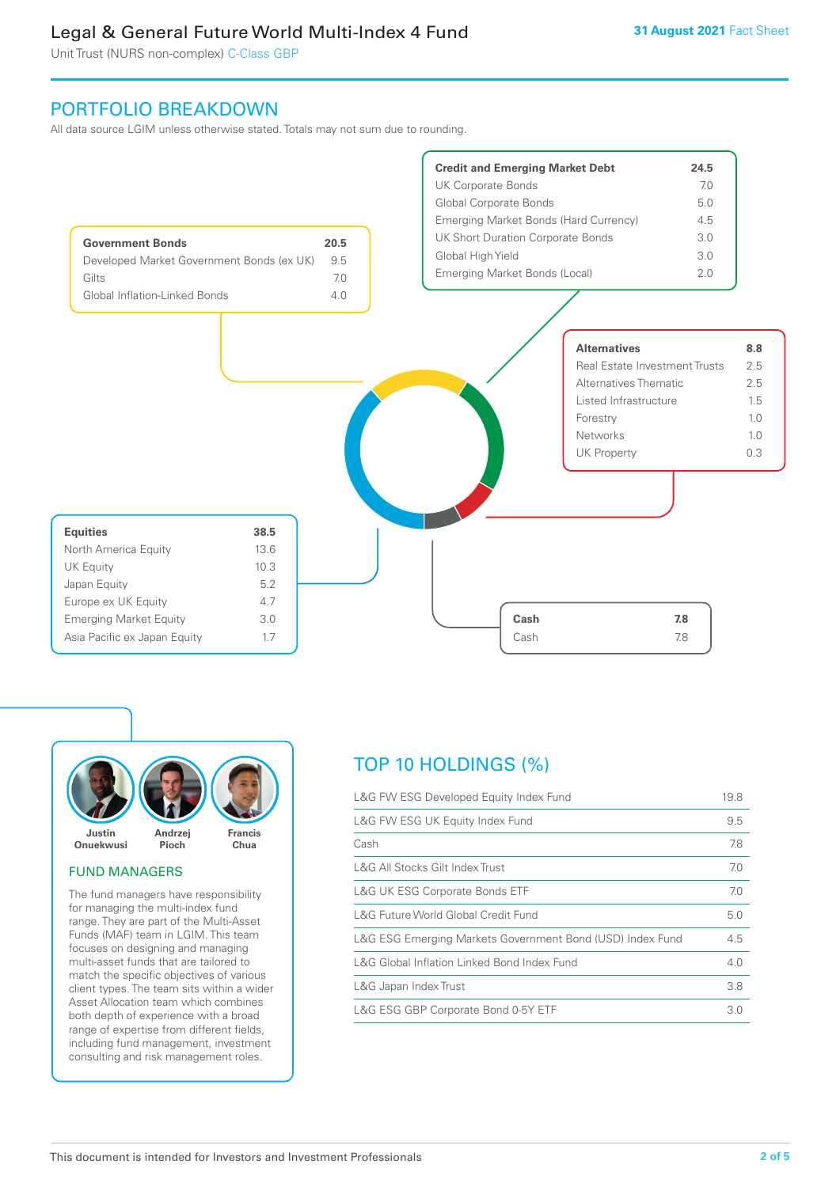## PORTFOLIO BREAKDOWN

All data source LGIM unless otherwise stated. Totals may not sum due to rounding.

| Government Bonds | 20.5 |
|---|---|
| Developed Market Government Bonds (ex UK) | 9.5 |
| Gilts | 7.0 |
| Global Inflation-Linked Bonds | 4.0 |

| Credit and Emerging Market Debt | 24.5 |
|---|---|
| UK Corporate Bonds | 7.0 |
| Global Corporate Bonds | 5.0 |
| Emerging Market Bonds (Hard Currency) | 4.5 |
| UK Short Duration Corporate Bonds | 3.0 |
| Global High Yield | 3.0 |
| Emerging Market Bonds (Local) | 2.0 |

| Alternatives | 8.8 |
|---|---|
| Real Estate Investment Trusts | 2.5 |
| Alternatives Thematic | 2.5 |
| Listed Infrastructure | 1.5 |
| Forestry | 1.0 |
| Networks | 1.0 |
| UK Property | 0.3 |

| Equities | 38.5 |
|---|---|
| North America Equity | 13.6 |
| UK Equity | 10.3 |
| Japan Equity | 5.2 |
| Europe ex UK Equity | 4.7 |
| Emerging Market Equity | 3.0 |
| Asia Pacific ex Japan Equity | 1.7 |

| Cash | 7.8 |
|---|---|
| Cash | 7.8 |

Justin Onuekwusi, Andrzej Pioch, Francis Chua

### FUND MANAGERS

The fund managers have responsibility for managing the multi-index fund range. They are part of the Multi-Asset Funds (MAF) team in LGIM. This team focuses on designing and managing multi-asset funds that are tailored to match the specific objectives of various client types. The team sits within a wider Asset Allocation team which combines both depth of experience with a broad range of expertise from different fields, including fund management, investment consulting and risk management roles.

## TOP 10 HOLDINGS (%)

| Holding | % |
|---|---|
| L&G FW ESG Developed Equity Index Fund | 19.8 |
| L&G FW ESG UK Equity Index Fund | 9.5 |
| Cash | 7.8 |
| L&G All Stocks Gilt Index Trust | 7.0 |
| L&G UK ESG Corporate Bonds ETF | 7.0 |
| L&G Future World Global Credit Fund | 5.0 |
| L&G ESG Emerging Markets Government Bond (USD) Index Fund | 4.5 |
| L&G Global Inflation Linked Bond Index Fund | 4.0 |
| L&G Japan Index Trust | 3.8 |
| L&G ESG GBP Corporate Bond 0-5Y ETF | 3.0 |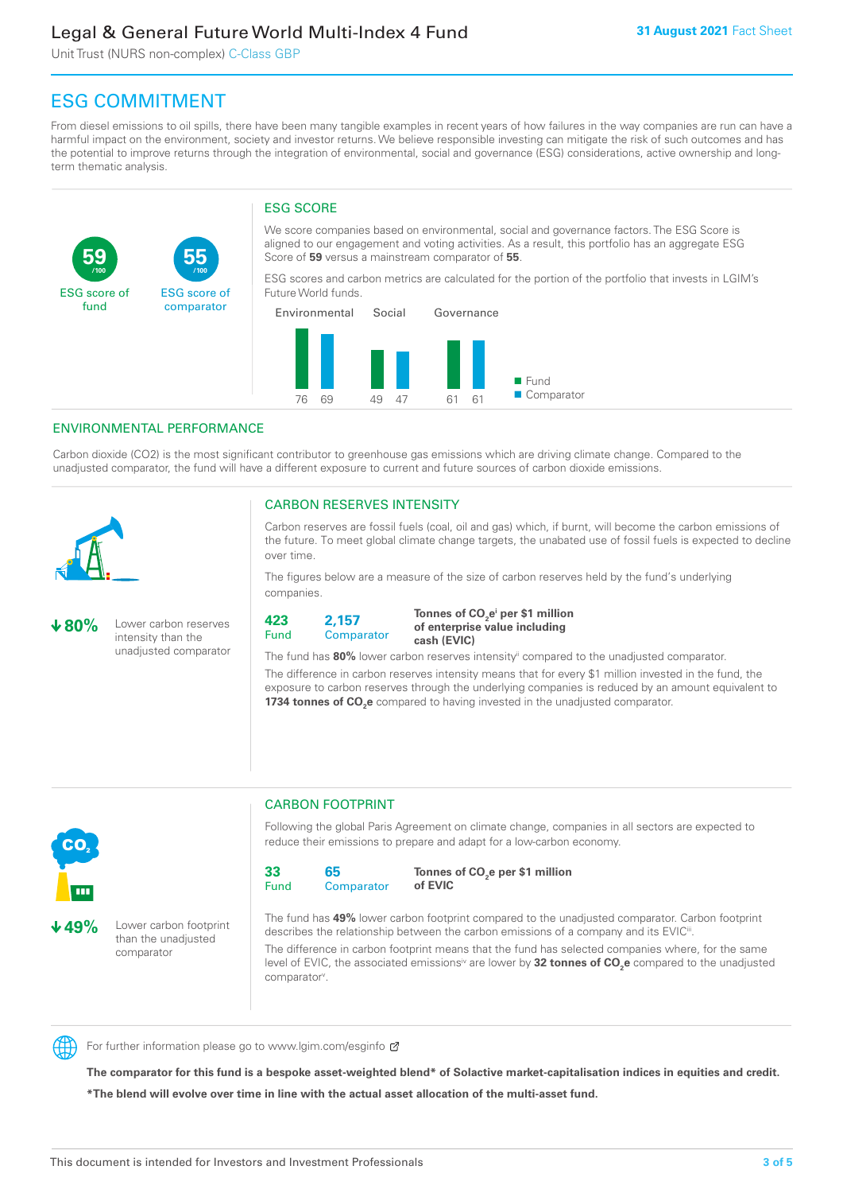# ESG COMMITMENT

From diesel emissions to oil spills, there have been many tangible examples in recent years of how failures in the way companies are run can have a harmful impact on the environment, society and investor returns. We believe responsible investing can mitigate the risk of such outcomes and has the potential to improve returns through the integration of environmental, social and governance (ESG) considerations, active ownership and long-term thematic analysis.

**59** /100 ESG score of fund

**55** /100 ESG score of comparator

## ESG SCORE

We score companies based on environmental, social and governance factors. The ESG Score is aligned to our engagement and voting activities. As a result, this portfolio has an aggregate ESG Score of **59** versus a mainstream comparator of **55**.

ESG scores and carbon metrics are calculated for the portion of the portfolio that invests in LGIM's Future World funds.

| | Fund | Comparator |
|---|---|---|
| Environmental | 76 | 69 |
| Social | 49 | 47 |
| Governance | 61 | 61 |

## ENVIRONMENTAL PERFORMANCE

Carbon dioxide (CO2) is the most significant contributor to greenhouse gas emissions which are driving climate change. Compared to the unadjusted comparator, the fund will have a different exposure to current and future sources of carbon dioxide emissions.

### CARBON RESERVES INTENSITY

**↓80%** Lower carbon reserves intensity than the unadjusted comparator

Carbon reserves are fossil fuels (coal, oil and gas) which, if burnt, will become the carbon emissions of the future. To meet global climate change targets, the unabated use of fossil fuels is expected to decline over time.

The figures below are a measure of the size of carbon reserves held by the fund's underlying companies.

**423** Fund | **2,157** Comparator | **Tonnes of $CO_2e^{i}$ per \$1 million of enterprise value including cash (EVIC)**

The fund has **80%** lower carbon reserves intensity[ii] compared to the unadjusted comparator.

The difference in carbon reserves intensity means that for every \$1 million invested in the fund, the exposure to carbon reserves through the underlying companies is reduced by an amount equivalent to **1734 tonnes of $CO_2e$** compared to having invested in the unadjusted comparator.

### CARBON FOOTPRINT

**↓49%** Lower carbon footprint than the unadjusted comparator

Following the global Paris Agreement on climate change, companies in all sectors are expected to reduce their emissions to prepare and adapt for a low-carbon economy.

**33** Fund | **65** Comparator | **Tonnes of $CO_2e$ per \$1 million of EVIC**

The fund has **49%** lower carbon footprint compared to the unadjusted comparator. Carbon footprint describes the relationship between the carbon emissions of a company and its EVIC[iii].

The difference in carbon footprint means that the fund has selected companies where, for the same level of EVIC, the associated emissions[iv] are lower by **32 tonnes of $CO_2e$** compared to the unadjusted comparator[v].

For further information please go to www.lgim.com/esginfo

**The comparator for this fund is a bespoke asset-weighted blend* of Solactive market-capitalisation indices in equities and credit.**

***The blend will evolve over time in line with the actual asset allocation of the multi-asset fund.**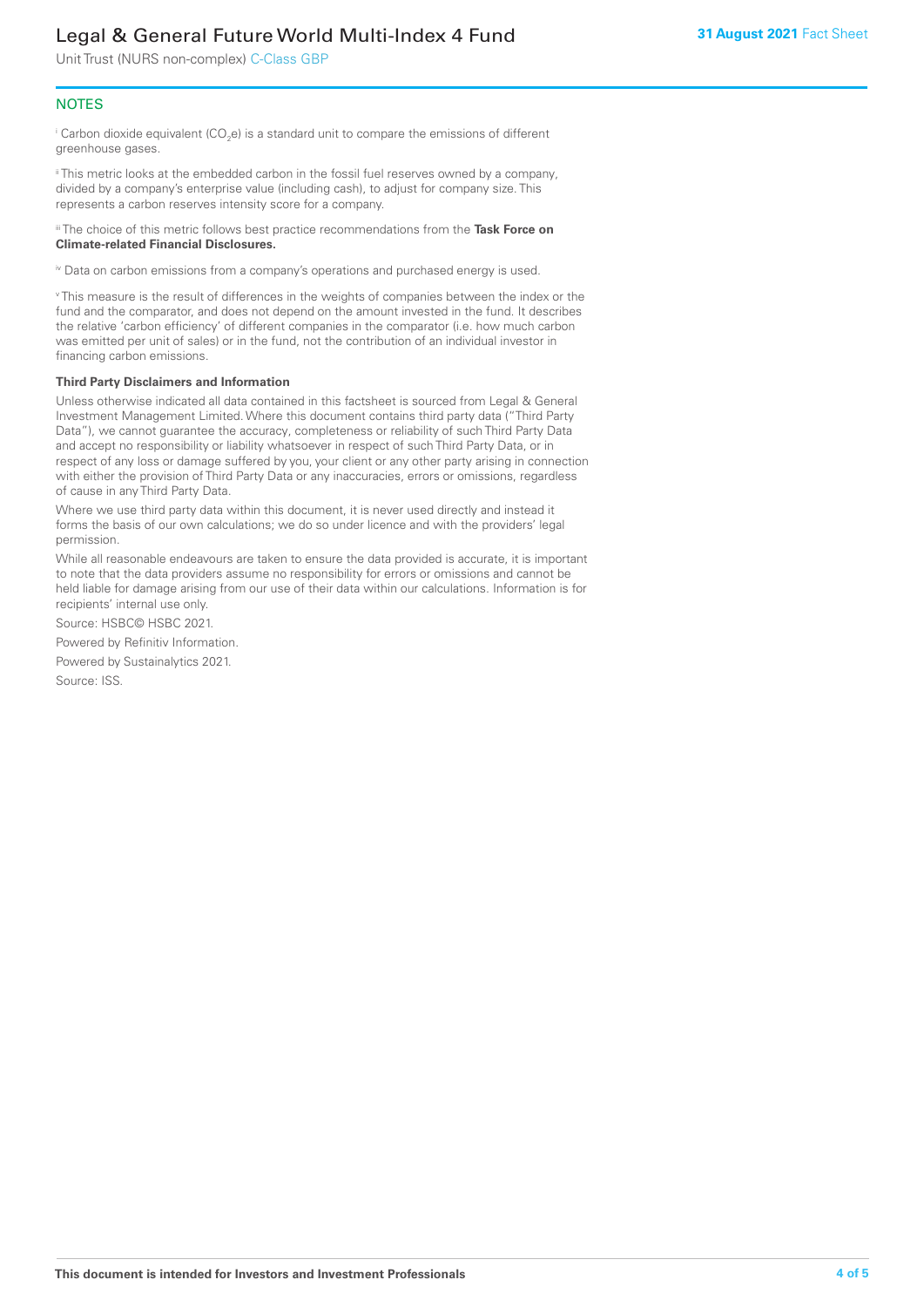## NOTES

[i] Carbon dioxide equivalent ($CO_2e$) is a standard unit to compare the emissions of different greenhouse gases.

[ii] This metric looks at the embedded carbon in the fossil fuel reserves owned by a company, divided by a company's enterprise value (including cash), to adjust for company size. This represents a carbon reserves intensity score for a company.

[iii] The choice of this metric follows best practice recommendations from the **Task Force on Climate-related Financial Disclosures.**

[iv] Data on carbon emissions from a company's operations and purchased energy is used.

[v] This measure is the result of differences in the weights of companies between the index or the fund and the comparator, and does not depend on the amount invested in the fund. It describes the relative 'carbon efficiency' of different companies in the comparator (i.e. how much carbon was emitted per unit of sales) or in the fund, not the contribution of an individual investor in financing carbon emissions.

**Third Party Disclaimers and Information**

Unless otherwise indicated all data contained in this factsheet is sourced from Legal & General Investment Management Limited. Where this document contains third party data ("Third Party Data"), we cannot guarantee the accuracy, completeness or reliability of such Third Party Data and accept no responsibility or liability whatsoever in respect of such Third Party Data, or in respect of any loss or damage suffered by you, your client or any other party arising in connection with either the provision of Third Party Data or any inaccuracies, errors or omissions, regardless of cause in any Third Party Data.

Where we use third party data within this document, it is never used directly and instead it forms the basis of our own calculations; we do so under licence and with the providers' legal permission.

While all reasonable endeavours are taken to ensure the data provided is accurate, it is important to note that the data providers assume no responsibility for errors or omissions and cannot be held liable for damage arising from our use of their data within our calculations. Information is for recipients' internal use only.

Source: HSBC© HSBC 2021.

Powered by Refinitiv Information.

Powered by Sustainalytics 2021.

Source: ISS.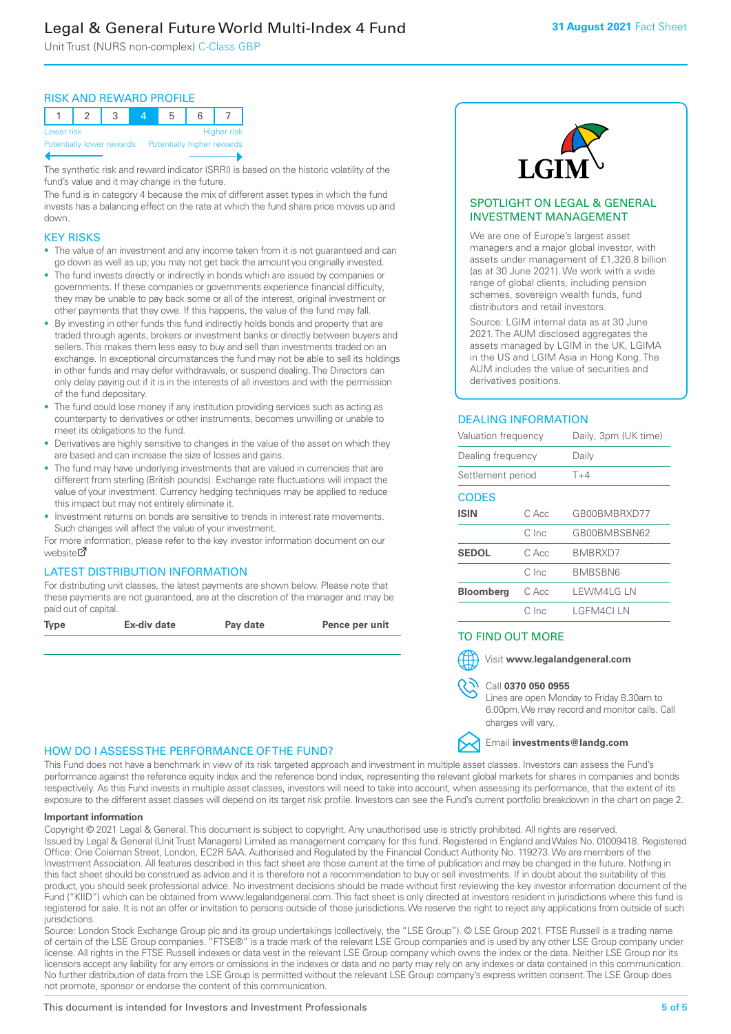# Legal & General Future World Multi-Index 4 Fund

Unit Trust (NURS non-complex) C-Class GBP

31 August 2021 Fact Sheet

## RISK AND REWARD PROFILE

| 1 | 2 | 3 | 4 | 5 | 6 | 7 |
|---|---|---|---|---|---|---|

Lower risk — Higher risk

Potentially lower rewards — Potentially higher rewards

The synthetic risk and reward indicator (SRRI) is based on the historic volatility of the fund's value and it may change in the future.

The fund is in category 4 because the mix of different asset types in which the fund invests has a balancing effect on the rate at which the fund share price moves up and down.

## KEY RISKS

- The value of an investment and any income taken from it is not guaranteed and can go down as well as up; you may not get back the amount you originally invested.
- The fund invests directly or indirectly in bonds which are issued by companies or governments. If these companies or governments experience financial difficulty, they may be unable to pay back some or all of the interest, original investment or other payments that they owe. If this happens, the value of the fund may fall.
- By investing in other funds this fund indirectly holds bonds and property that are traded through agents, brokers or investment banks or directly between buyers and sellers. This makes them less easy to buy and sell than investments traded on an exchange. In exceptional circumstances the fund may not be able to sell its holdings in other funds and may defer withdrawals, or suspend dealing. The Directors can only delay paying out if it is in the interests of all investors and with the permission of the fund depositary.
- The fund could lose money if any institution providing services such as acting as counterparty to derivatives or other instruments, becomes unwilling or unable to meet its obligations to the fund.
- Derivatives are highly sensitive to changes in the value of the asset on which they are based and can increase the size of losses and gains.
- The fund may have underlying investments that are valued in currencies that are different from sterling (British pounds). Exchange rate fluctuations will impact the value of your investment. Currency hedging techniques may be applied to reduce this impact but may not entirely eliminate it.
- Investment returns on bonds are sensitive to trends in interest rate movements. Such changes will affect the value of your investment.

For more information, please refer to the key investor information document on our website

## LATEST DISTRIBUTION INFORMATION

For distributing unit classes, the latest payments are shown below. Please note that these payments are not guaranteed, are at the discretion of the manager and may be paid out of capital.

| Type | Ex-div date | Pay date | Pence per unit |
|---|---|---|---|

## SPOTLIGHT ON LEGAL & GENERAL INVESTMENT MANAGEMENT

We are one of Europe's largest asset managers and a major global investor, with assets under management of £1,326.8 billion (as at 30 June 2021). We work with a wide range of global clients, including pension schemes, sovereign wealth funds, fund distributors and retail investors.

Source: LGIM internal data as at 30 June 2021. The AUM disclosed aggregates the assets managed by LGIM in the UK, LGIMA in the US and LGIM Asia in Hong Kong. The AUM includes the value of securities and derivatives positions.

## DEALING INFORMATION

| | |
|---|---|
| Valuation frequency | Daily, 3pm (UK time) |
| Dealing frequency | Daily |
| Settlement period | T+4 |

## CODES

| | | |
|---|---|---|
| **ISIN** | C Acc | GB00BMBRXD77 |
| | C Inc | GB00BMBSBN62 |
| **SEDOL** | C Acc | BMBRXD7 |
| | C Inc | BMBSBN6 |
| **Bloomberg** | C Acc | LEWM4LG LN |
| | C Inc | LGFM4CI LN |

## TO FIND OUT MORE

Visit **www.legalandgeneral.com**

Call **0370 050 0955**
Lines are open Monday to Friday 8.30am to 6.00pm. We may record and monitor calls. Call charges will vary.

Email **investments@landg.com**

## HOW DO I ASSESS THE PERFORMANCE OF THE FUND?

This Fund does not have a benchmark in view of its risk targeted approach and investment in multiple asset classes. Investors can assess the Fund's performance against the reference equity index and the reference bond index, representing the relevant global markets for shares in companies and bonds respectively. As this Fund invests in multiple asset classes, investors will need to take into account, when assessing its performance, that the extent of its exposure to the different asset classes will depend on its target risk profile. Investors can see the Fund's current portfolio breakdown in the chart on page 2.

### Important information

Copyright © 2021 Legal & General. This document is subject to copyright. Any unauthorised use is strictly prohibited. All rights are reserved.

Issued by Legal & General (Unit Trust Managers) Limited as management company for this fund. Registered in England and Wales No. 01009418. Registered Office: One Coleman Street, London, EC2R 5AA. Authorised and Regulated by the Financial Conduct Authority No. 119273. We are members of the Investment Association. All features described in this fact sheet are those current at the time of publication and may be changed in the future. Nothing in this fact sheet should be construed as advice and it is therefore not a recommendation to buy or sell investments. If in doubt about the suitability of this product, you should seek professional advice. No investment decisions should be made without first reviewing the key investor information document of the Fund ("KIID") which can be obtained from www.legalandgeneral.com. This fact sheet is only directed at investors resident in jurisdictions where this fund is registered for sale. It is not an offer or invitation to persons outside of those jurisdictions. We reserve the right to reject any applications from outside of such jurisdictions.

Source: London Stock Exchange Group plc and its group undertakings (collectively, the "LSE Group"). © LSE Group 2021. FTSE Russell is a trading name of certain of the LSE Group companies. "FTSE®" is a trade mark of the relevant LSE Group companies and is used by any other LSE Group company under license. All rights in the FTSE Russell indexes or data vest in the relevant LSE Group company which owns the index or the data. Neither LSE Group nor its licensors accept any liability for any errors or omissions in the indexes or data and no party may rely on any indexes or data contained in this communication. No further distribution of data from the LSE Group is permitted without the relevant LSE Group company's express written consent. The LSE Group does not promote, sponsor or endorse the content of this communication.

This document is intended for Investors and Investment Professionals